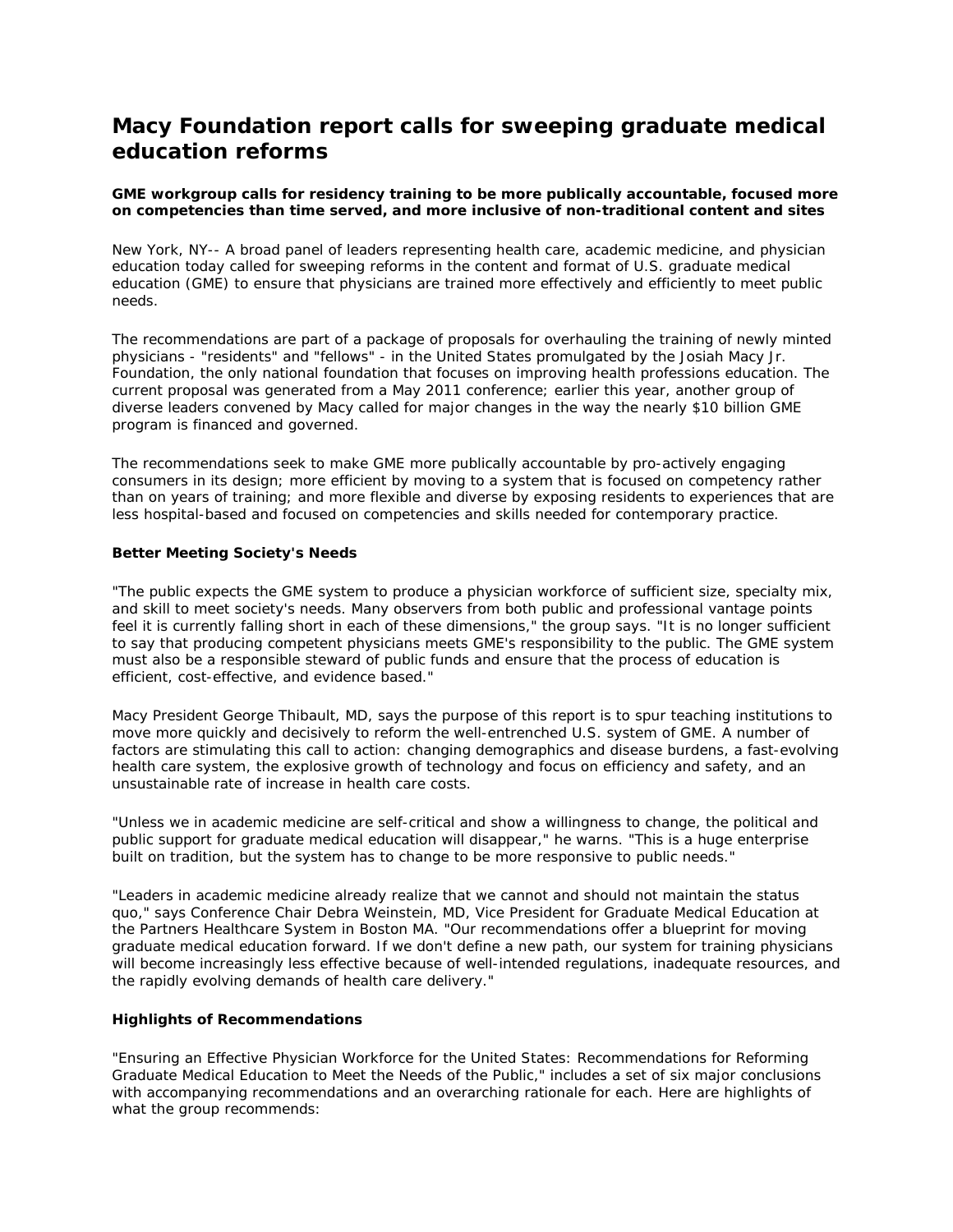# Macy Foundation report calls for sweeping graduate medical education reforms

**GME workgroup calls for residency training to be more publically accountable, focused more on competencies than time served, and more inclusive of non-traditional content and sites**

New York, NY-- A broad panel of leaders representing health care, academic medicine, and physician education today called for sweeping reforms in the content and format of U.S. graduate medical education (GME) to ensure that physicians are trained more effectively and efficiently to meet public needs.

The recommendations are part of a package of proposals for overhauling the training of newly minted physicians - "residents" and "fellows" - in the United States promulgated by the Josiah Macy Jr. Foundation, the only national foundation that focuses on improving health professions education. The current proposal was generated from a May 2011 conference; earlier this year, another group of diverse leaders convened by Macy called for major changes in the way the nearly $10 billion GME program is financed and governed.

The recommendations seek to make GME more publically accountable by pro-actively engaging consumers in its design; more efficient by moving to a system that is focused on competency rather than on years of training; and more flexible and diverse by exposing residents to experiences that are less hospital-based and focused on competencies and skills needed for contemporary practice.

### Better Meeting Society's Needs

"The public expects the GME system to produce a physician workforce of sufficient size, specialty mix, and skill to meet society's needs. Many observers from both public and professional vantage points feel it is currently falling short in each of these dimensions," the group says. "It is no longer sufficient to say that producing competent physicians meets GME's responsibility to the public. The GME system must also be a responsible steward of public funds and ensure that the process of education is efficient, cost-effective, and evidence based."

Macy President George Thibault, MD, says the purpose of this report is to spur teaching institutions to move more quickly and decisively to reform the well-entrenched U.S. system of GME. A number of factors are stimulating this call to action: changing demographics and disease burdens, a fast-evolving health care system, the explosive growth of technology and focus on efficiency and safety, and an unsustainable rate of increase in health care costs.

"Unless we in academic medicine are self-critical and show a willingness to change, the political and public support for graduate medical education will disappear," he warns. "This is a huge enterprise built on tradition, but the system has to change to be more responsive to public needs."

"Leaders in academic medicine already realize that we cannot and should not maintain the status quo," says Conference Chair Debra Weinstein, MD, Vice President for Graduate Medical Education at the Partners Healthcare System in Boston MA. "Our recommendations offer a blueprint for moving graduate medical education forward. If we don't define a new path, our system for training physicians will become increasingly less effective because of well-intended regulations, inadequate resources, and the rapidly evolving demands of health care delivery."

### Highlights of Recommendations

"Ensuring an Effective Physician Workforce for the United States: Recommendations for Reforming Graduate Medical Education to Meet the Needs of the Public," includes a set of six major conclusions with accompanying recommendations and an overarching rationale for each. Here are highlights of what the group recommends: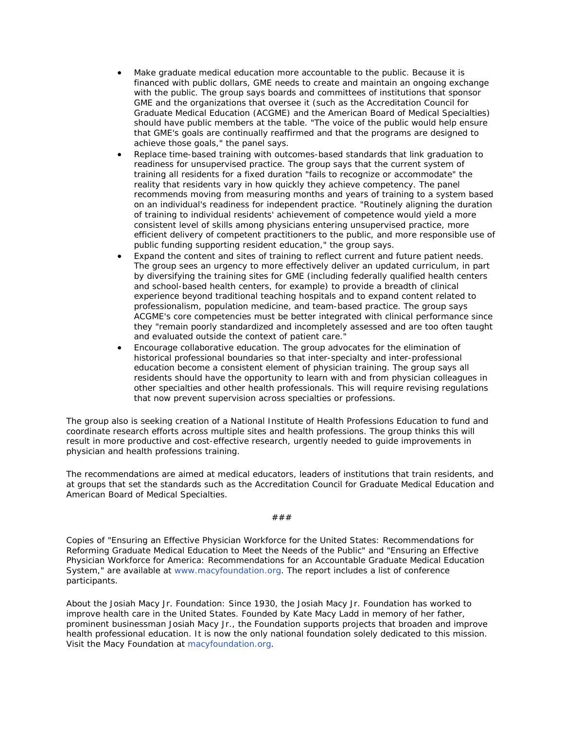- Make graduate medical education more accountable to the public. Because it is financed with public dollars, GME needs to create and maintain an ongoing exchange with the public. The group says boards and committees of institutions that sponsor GME and the organizations that oversee it (such as the Accreditation Council for Graduate Medical Education (ACGME) and the American Board of Medical Specialties) should have public members at the table. "The voice of the public would help ensure that GME's goals are continually reaffirmed and that the programs are designed to achieve those goals," the panel says.
- Replace time-based training with outcomes-based standards that link graduation to readiness for unsupervised practice. The group says that the current system of training all residents for a fixed duration "fails to recognize or accommodate" the reality that residents vary in how quickly they achieve competency. The panel recommends moving from measuring months and years of training to a system based on an individual's readiness for independent practice. "Routinely aligning the duration of training to individual residents' achievement of competence would yield a more consistent level of skills among physicians entering unsupervised practice, more efficient delivery of competent practitioners to the public, and more responsible use of public funding supporting resident education," the group says.
- Expand the content and sites of training to reflect current and future patient needs. The group sees an urgency to more effectively deliver an updated curriculum, in part by diversifying the training sites for GME (including federally qualified health centers and school-based health centers, for example) to provide a breadth of clinical experience beyond traditional teaching hospitals and to expand content related to professionalism, population medicine, and team-based practice. The group says ACGME's core competencies must be better integrated with clinical performance since they "remain poorly standardized and incompletely assessed and are too often taught and evaluated outside the context of patient care."
- Encourage collaborative education. The group advocates for the elimination of historical professional boundaries so that inter-specialty and inter-professional education become a consistent element of physician training. The group says all residents should have the opportunity to learn with and from physician colleagues in other specialties and other health professionals. This will require revising regulations that now prevent supervision across specialties or professions.

The group also is seeking creation of a National Institute of Health Professions Education to fund and coordinate research efforts across multiple sites and health professions. The group thinks this will result in more productive and cost-effective research, urgently needed to guide improvements in physician and health professions training.

The recommendations are aimed at medical educators, leaders of institutions that train residents, and at groups that set the standards such as the Accreditation Council for Graduate Medical Education and American Board of Medical Specialties.

###

Copies of "Ensuring an Effective Physician Workforce for the United States: Recommendations for Reforming Graduate Medical Education to Meet the Needs of the Public" and "Ensuring an Effective Physician Workforce for America: Recommendations for an Accountable Graduate Medical Education System," are available at www.macyfoundation.org. The report includes a list of conference participants.

About the Josiah Macy Jr. Foundation: Since 1930, the Josiah Macy Jr. Foundation has worked to improve health care in the United States. Founded by Kate Macy Ladd in memory of her father, prominent businessman Josiah Macy Jr., the Foundation supports projects that broaden and improve health professional education. It is now the only national foundation solely dedicated to this mission. Visit the Macy Foundation at macyfoundation.org.